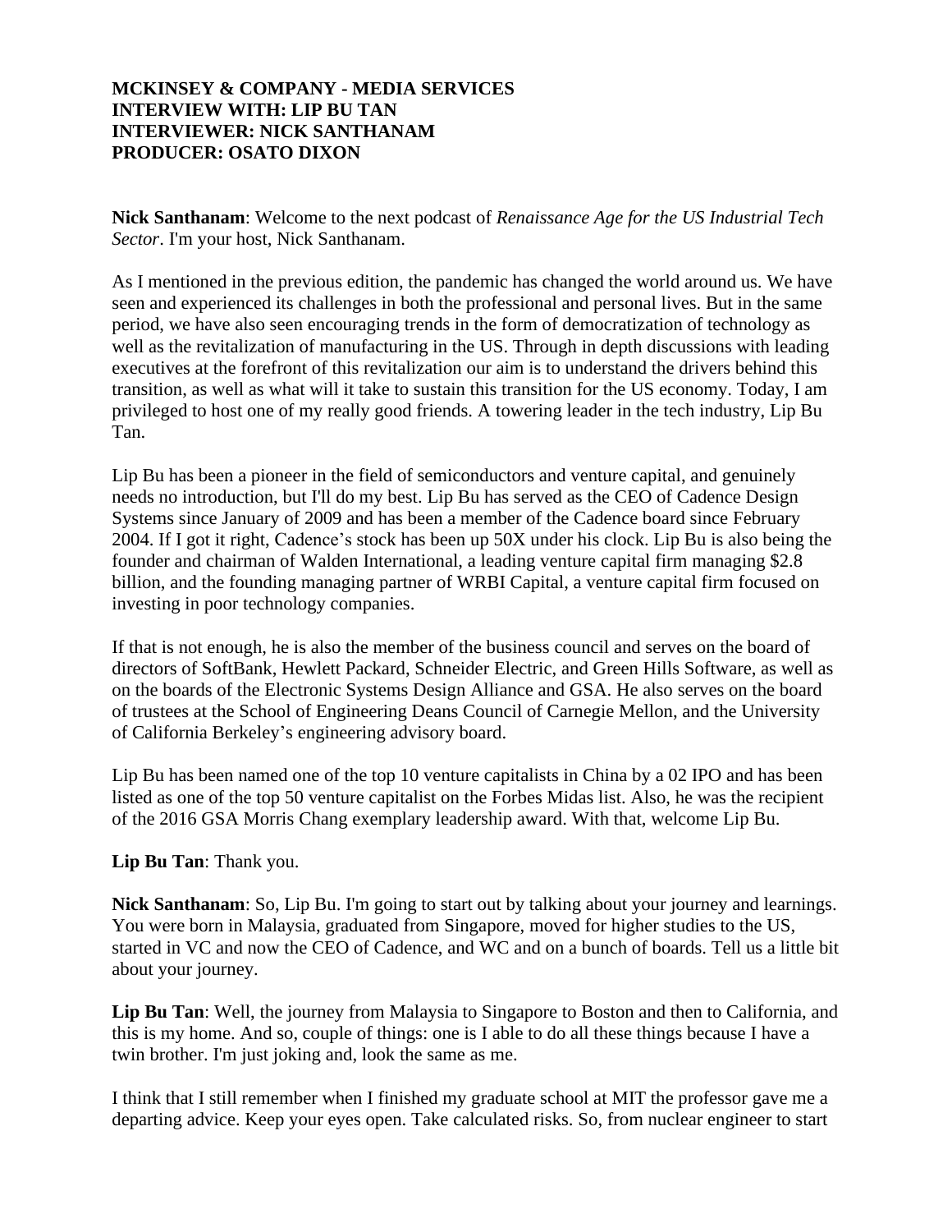**MCKINSEY & COMPANY - MEDIA SERVICES**
**INTERVIEW WITH: LIP BU TAN**
**INTERVIEWER: NICK SANTHANAM**
**PRODUCER: OSATO DIXON**

**Nick Santhanam**: Welcome to the next podcast of *Renaissance Age for the US Industrial Tech Sector*. I'm your host, Nick Santhanam.

As I mentioned in the previous edition, the pandemic has changed the world around us. We have seen and experienced its challenges in both the professional and personal lives. But in the same period, we have also seen encouraging trends in the form of democratization of technology as well as the revitalization of manufacturing in the US. Through in depth discussions with leading executives at the forefront of this revitalization our aim is to understand the drivers behind this transition, as well as what will it take to sustain this transition for the US economy. Today, I am privileged to host one of my really good friends. A towering leader in the tech industry, Lip Bu Tan.

Lip Bu has been a pioneer in the field of semiconductors and venture capital, and genuinely needs no introduction, but I'll do my best. Lip Bu has served as the CEO of Cadence Design Systems since January of 2009 and has been a member of the Cadence board since February 2004. If I got it right, Cadence's stock has been up 50X under his clock. Lip Bu is also being the founder and chairman of Walden International, a leading venture capital firm managing $2.8 billion, and the founding managing partner of WRBI Capital, a venture capital firm focused on investing in poor technology companies.

If that is not enough, he is also the member of the business council and serves on the board of directors of SoftBank, Hewlett Packard, Schneider Electric, and Green Hills Software, as well as on the boards of the Electronic Systems Design Alliance and GSA. He also serves on the board of trustees at the School of Engineering Deans Council of Carnegie Mellon, and the University of California Berkeley's engineering advisory board.

Lip Bu has been named one of the top 10 venture capitalists in China by a 02 IPO and has been listed as one of the top 50 venture capitalist on the Forbes Midas list. Also, he was the recipient of the 2016 GSA Morris Chang exemplary leadership award. With that, welcome Lip Bu.

**Lip Bu Tan**: Thank you.

**Nick Santhanam**: So, Lip Bu. I'm going to start out by talking about your journey and learnings. You were born in Malaysia, graduated from Singapore, moved for higher studies to the US, started in VC and now the CEO of Cadence, and WC and on a bunch of boards. Tell us a little bit about your journey.

**Lip Bu Tan**: Well, the journey from Malaysia to Singapore to Boston and then to California, and this is my home. And so, couple of things: one is I able to do all these things because I have a twin brother. I'm just joking and, look the same as me.

I think that I still remember when I finished my graduate school at MIT the professor gave me a departing advice. Keep your eyes open. Take calculated risks. So, from nuclear engineer to start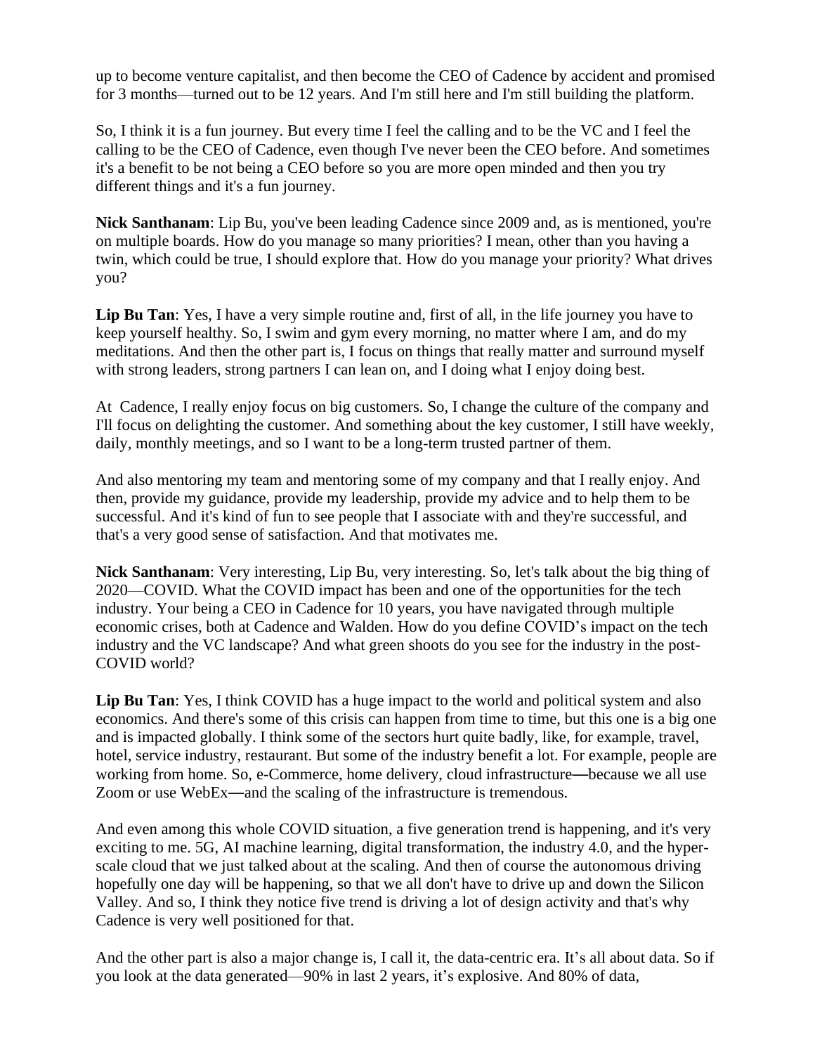up to become venture capitalist, and then become the CEO of Cadence by accident and promised for 3 months—turned out to be 12 years. And I'm still here and I'm still building the platform.

So, I think it is a fun journey. But every time I feel the calling and to be the VC and I feel the calling to be the CEO of Cadence, even though I've never been the CEO before. And sometimes it's a benefit to be not being a CEO before so you are more open minded and then you try different things and it's a fun journey.

**Nick Santhanam**: Lip Bu, you've been leading Cadence since 2009 and, as is mentioned, you're on multiple boards. How do you manage so many priorities? I mean, other than you having a twin, which could be true, I should explore that. How do you manage your priority? What drives you?

**Lip Bu Tan**: Yes, I have a very simple routine and, first of all, in the life journey you have to keep yourself healthy. So, I swim and gym every morning, no matter where I am, and do my meditations. And then the other part is, I focus on things that really matter and surround myself with strong leaders, strong partners I can lean on, and I doing what I enjoy doing best.

At Cadence, I really enjoy focus on big customers. So, I change the culture of the company and I'll focus on delighting the customer. And something about the key customer, I still have weekly, daily, monthly meetings, and so I want to be a long-term trusted partner of them.

And also mentoring my team and mentoring some of my company and that I really enjoy. And then, provide my guidance, provide my leadership, provide my advice and to help them to be successful. And it's kind of fun to see people that I associate with and they're successful, and that's a very good sense of satisfaction. And that motivates me.

**Nick Santhanam**: Very interesting, Lip Bu, very interesting. So, let's talk about the big thing of 2020—COVID. What the COVID impact has been and one of the opportunities for the tech industry. Your being a CEO in Cadence for 10 years, you have navigated through multiple economic crises, both at Cadence and Walden. How do you define COVID's impact on the tech industry and the VC landscape? And what green shoots do you see for the industry in the post-COVID world?

**Lip Bu Tan**: Yes, I think COVID has a huge impact to the world and political system and also economics. And there's some of this crisis can happen from time to time, but this one is a big one and is impacted globally. I think some of the sectors hurt quite badly, like, for example, travel, hotel, service industry, restaurant. But some of the industry benefit a lot. For example, people are working from home. So, e-Commerce, home delivery, cloud infrastructure—because we all use Zoom or use WebEx—and the scaling of the infrastructure is tremendous.

And even among this whole COVID situation, a five generation trend is happening, and it's very exciting to me. 5G, AI machine learning, digital transformation, the industry 4.0, and the hyper-scale cloud that we just talked about at the scaling. And then of course the autonomous driving hopefully one day will be happening, so that we all don't have to drive up and down the Silicon Valley. And so, I think they notice five trend is driving a lot of design activity and that's why Cadence is very well positioned for that.

And the other part is also a major change is, I call it, the data-centric era. It's all about data. So if you look at the data generated—90% in last 2 years, it's explosive. And 80% of data,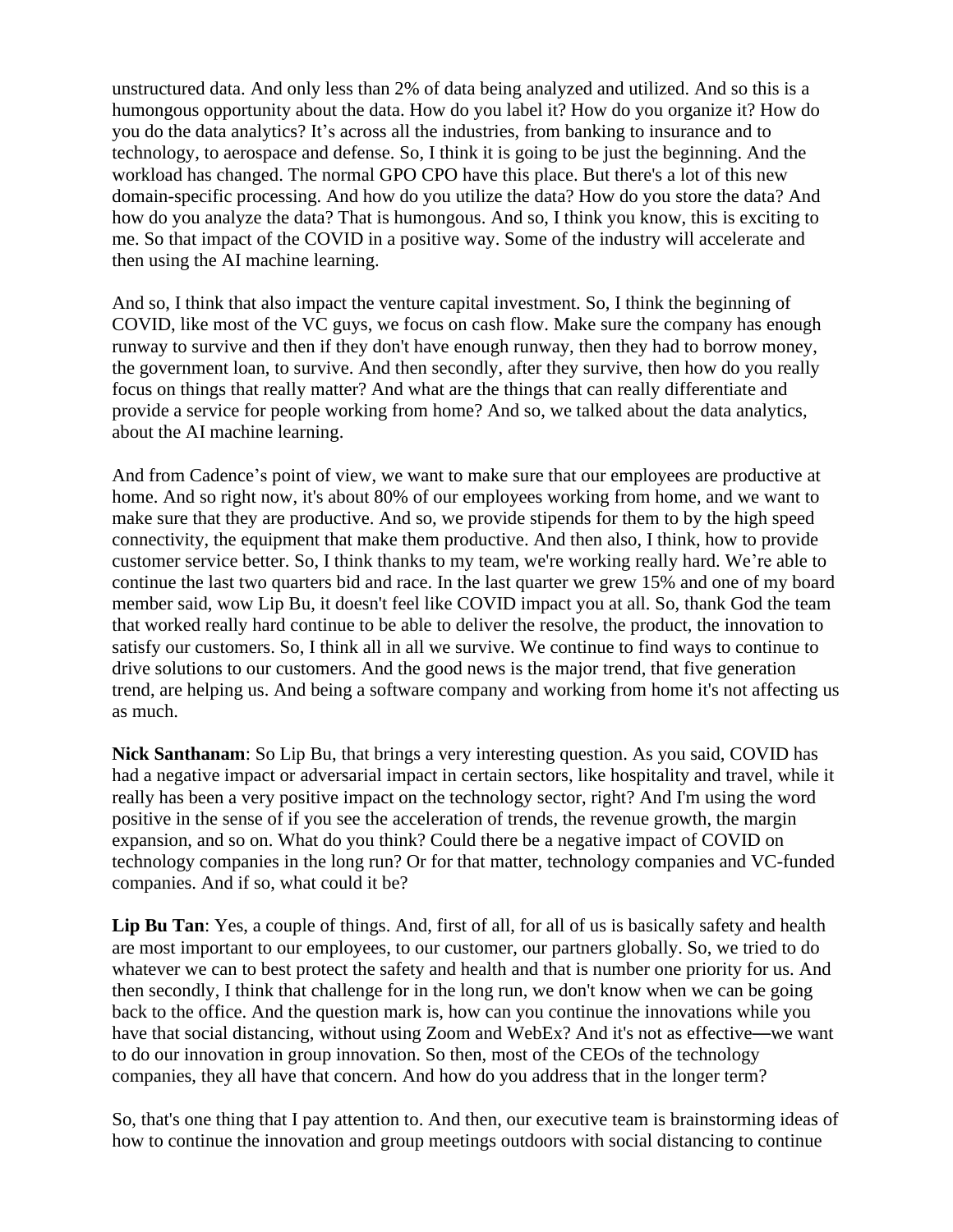unstructured data. And only less than 2% of data being analyzed and utilized. And so this is a humongous opportunity about the data. How do you label it? How do you organize it? How do you do the data analytics? It's across all the industries, from banking to insurance and to technology, to aerospace and defense. So, I think it is going to be just the beginning. And the workload has changed. The normal GPO CPO have this place. But there's a lot of this new domain-specific processing. And how do you utilize the data? How do you store the data? And how do you analyze the data? That is humongous. And so, I think you know, this is exciting to me. So that impact of the COVID in a positive way. Some of the industry will accelerate and then using the AI machine learning.

And so, I think that also impact the venture capital investment. So, I think the beginning of COVID, like most of the VC guys, we focus on cash flow. Make sure the company has enough runway to survive and then if they don't have enough runway, then they had to borrow money, the government loan, to survive. And then secondly, after they survive, then how do you really focus on things that really matter? And what are the things that can really differentiate and provide a service for people working from home? And so, we talked about the data analytics, about the AI machine learning.

And from Cadence's point of view, we want to make sure that our employees are productive at home. And so right now, it's about 80% of our employees working from home, and we want to make sure that they are productive. And so, we provide stipends for them to by the high speed connectivity, the equipment that make them productive. And then also, I think, how to provide customer service better. So, I think thanks to my team, we're working really hard. We're able to continue the last two quarters bid and race. In the last quarter we grew 15% and one of my board member said, wow Lip Bu, it doesn't feel like COVID impact you at all. So, thank God the team that worked really hard continue to be able to deliver the resolve, the product, the innovation to satisfy our customers. So, I think all in all we survive. We continue to find ways to continue to drive solutions to our customers. And the good news is the major trend, that five generation trend, are helping us. And being a software company and working from home it's not affecting us as much.

**Nick Santhanam**: So Lip Bu, that brings a very interesting question. As you said, COVID has had a negative impact or adversarial impact in certain sectors, like hospitality and travel, while it really has been a very positive impact on the technology sector, right? And I'm using the word positive in the sense of if you see the acceleration of trends, the revenue growth, the margin expansion, and so on. What do you think? Could there be a negative impact of COVID on technology companies in the long run? Or for that matter, technology companies and VC-funded companies. And if so, what could it be?

**Lip Bu Tan**: Yes, a couple of things. And, first of all, for all of us is basically safety and health are most important to our employees, to our customer, our partners globally. So, we tried to do whatever we can to best protect the safety and health and that is number one priority for us. And then secondly, I think that challenge for in the long run, we don't know when we can be going back to the office. And the question mark is, how can you continue the innovations while you have that social distancing, without using Zoom and WebEx? And it's not as effective—we want to do our innovation in group innovation. So then, most of the CEOs of the technology companies, they all have that concern. And how do you address that in the longer term?

So, that's one thing that I pay attention to. And then, our executive team is brainstorming ideas of how to continue the innovation and group meetings outdoors with social distancing to continue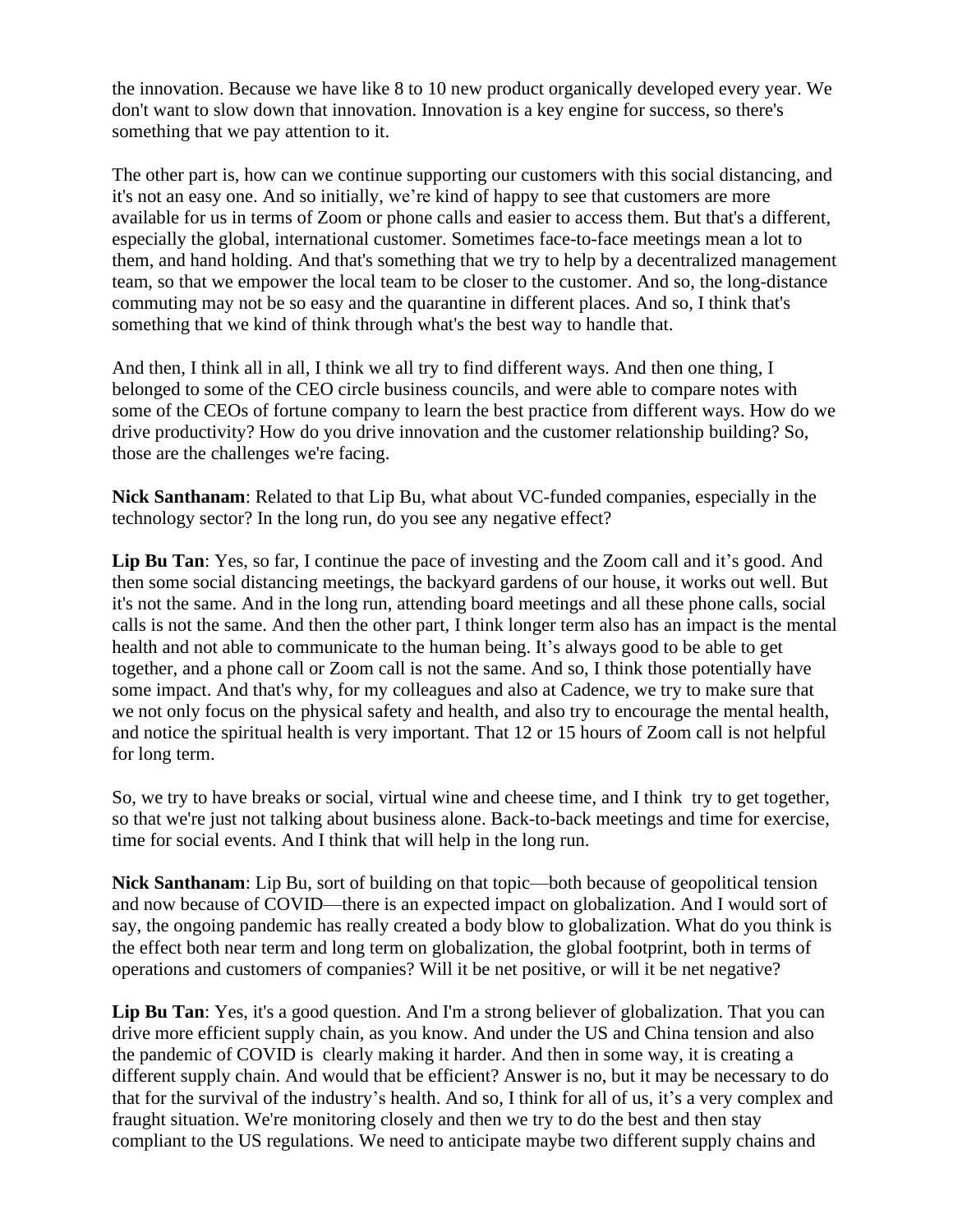the innovation. Because we have like 8 to 10 new product organically developed every year. We don't want to slow down that innovation. Innovation is a key engine for success, so there's something that we pay attention to it.

The other part is, how can we continue supporting our customers with this social distancing, and it's not an easy one. And so initially, we're kind of happy to see that customers are more available for us in terms of Zoom or phone calls and easier to access them. But that's a different, especially the global, international customer. Sometimes face-to-face meetings mean a lot to them, and hand holding. And that's something that we try to help by a decentralized management team, so that we empower the local team to be closer to the customer. And so, the long-distance commuting may not be so easy and the quarantine in different places. And so, I think that's something that we kind of think through what's the best way to handle that.

And then, I think all in all, I think we all try to find different ways. And then one thing, I belonged to some of the CEO circle business councils, and were able to compare notes with some of the CEOs of fortune company to learn the best practice from different ways. How do we drive productivity? How do you drive innovation and the customer relationship building? So, those are the challenges we're facing.

**Nick Santhanam**: Related to that Lip Bu, what about VC-funded companies, especially in the technology sector? In the long run, do you see any negative effect?

**Lip Bu Tan**: Yes, so far, I continue the pace of investing and the Zoom call and it's good. And then some social distancing meetings, the backyard gardens of our house, it works out well. But it's not the same. And in the long run, attending board meetings and all these phone calls, social calls is not the same. And then the other part, I think longer term also has an impact is the mental health and not able to communicate to the human being. It's always good to be able to get together, and a phone call or Zoom call is not the same. And so, I think those potentially have some impact. And that's why, for my colleagues and also at Cadence, we try to make sure that we not only focus on the physical safety and health, and also try to encourage the mental health, and notice the spiritual health is very important. That 12 or 15 hours of Zoom call is not helpful for long term.

So, we try to have breaks or social, virtual wine and cheese time, and I think try to get together, so that we're just not talking about business alone. Back-to-back meetings and time for exercise, time for social events. And I think that will help in the long run.

**Nick Santhanam**: Lip Bu, sort of building on that topic—both because of geopolitical tension and now because of COVID—there is an expected impact on globalization. And I would sort of say, the ongoing pandemic has really created a body blow to globalization. What do you think is the effect both near term and long term on globalization, the global footprint, both in terms of operations and customers of companies? Will it be net positive, or will it be net negative?

**Lip Bu Tan**: Yes, it's a good question. And I'm a strong believer of globalization. That you can drive more efficient supply chain, as you know. And under the US and China tension and also the pandemic of COVID is clearly making it harder. And then in some way, it is creating a different supply chain. And would that be efficient? Answer is no, but it may be necessary to do that for the survival of the industry's health. And so, I think for all of us, it's a very complex and fraught situation. We're monitoring closely and then we try to do the best and then stay compliant to the US regulations. We need to anticipate maybe two different supply chains and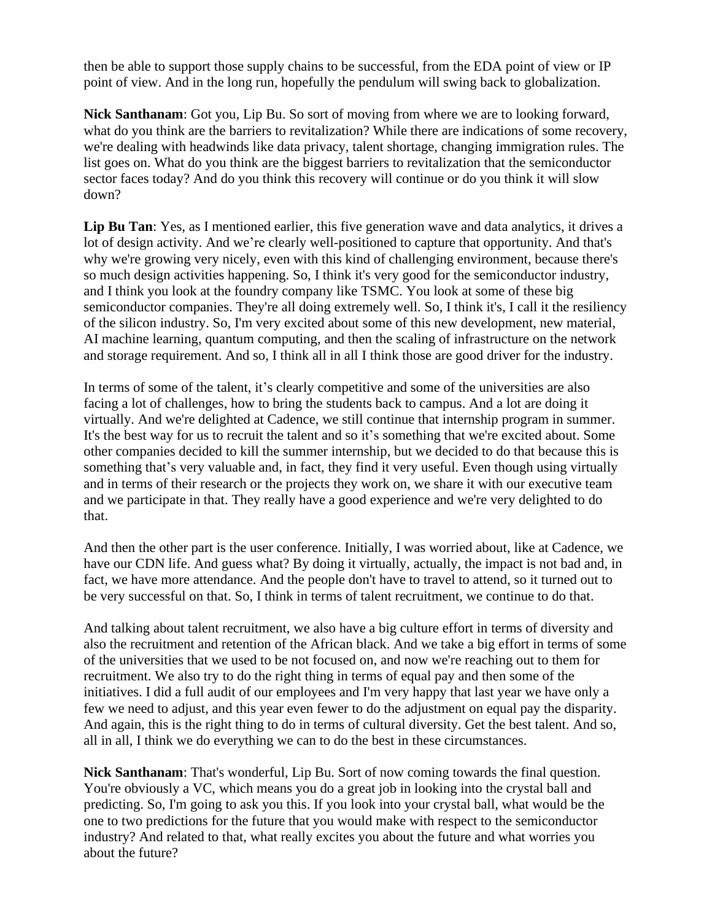then be able to support those supply chains to be successful, from the EDA point of view or IP point of view. And in the long run, hopefully the pendulum will swing back to globalization.

**Nick Santhanam**: Got you, Lip Bu. So sort of moving from where we are to looking forward, what do you think are the barriers to revitalization? While there are indications of some recovery, we're dealing with headwinds like data privacy, talent shortage, changing immigration rules. The list goes on. What do you think are the biggest barriers to revitalization that the semiconductor sector faces today? And do you think this recovery will continue or do you think it will slow down?

**Lip Bu Tan**: Yes, as I mentioned earlier, this five generation wave and data analytics, it drives a lot of design activity. And we're clearly well-positioned to capture that opportunity. And that's why we're growing very nicely, even with this kind of challenging environment, because there's so much design activities happening. So, I think it's very good for the semiconductor industry, and I think you look at the foundry company like TSMC. You look at some of these big semiconductor companies. They're all doing extremely well. So, I think it's, I call it the resiliency of the silicon industry. So, I'm very excited about some of this new development, new material, AI machine learning, quantum computing, and then the scaling of infrastructure on the network and storage requirement. And so, I think all in all I think those are good driver for the industry.

In terms of some of the talent, it's clearly competitive and some of the universities are also facing a lot of challenges, how to bring the students back to campus. And a lot are doing it virtually. And we're delighted at Cadence, we still continue that internship program in summer. It's the best way for us to recruit the talent and so it's something that we're excited about. Some other companies decided to kill the summer internship, but we decided to do that because this is something that's very valuable and, in fact, they find it very useful. Even though using virtually and in terms of their research or the projects they work on, we share it with our executive team and we participate in that. They really have a good experience and we're very delighted to do that.

And then the other part is the user conference. Initially, I was worried about, like at Cadence, we have our CDN life. And guess what? By doing it virtually, actually, the impact is not bad and, in fact, we have more attendance. And the people don't have to travel to attend, so it turned out to be very successful on that. So, I think in terms of talent recruitment, we continue to do that.

And talking about talent recruitment, we also have a big culture effort in terms of diversity and also the recruitment and retention of the African black. And we take a big effort in terms of some of the universities that we used to be not focused on, and now we're reaching out to them for recruitment. We also try to do the right thing in terms of equal pay and then some of the initiatives. I did a full audit of our employees and I'm very happy that last year we have only a few we need to adjust, and this year even fewer to do the adjustment on equal pay the disparity. And again, this is the right thing to do in terms of cultural diversity. Get the best talent. And so, all in all, I think we do everything we can to do the best in these circumstances.

**Nick Santhanam**: That's wonderful, Lip Bu. Sort of now coming towards the final question. You're obviously a VC, which means you do a great job in looking into the crystal ball and predicting. So, I'm going to ask you this. If you look into your crystal ball, what would be the one to two predictions for the future that you would make with respect to the semiconductor industry? And related to that, what really excites you about the future and what worries you about the future?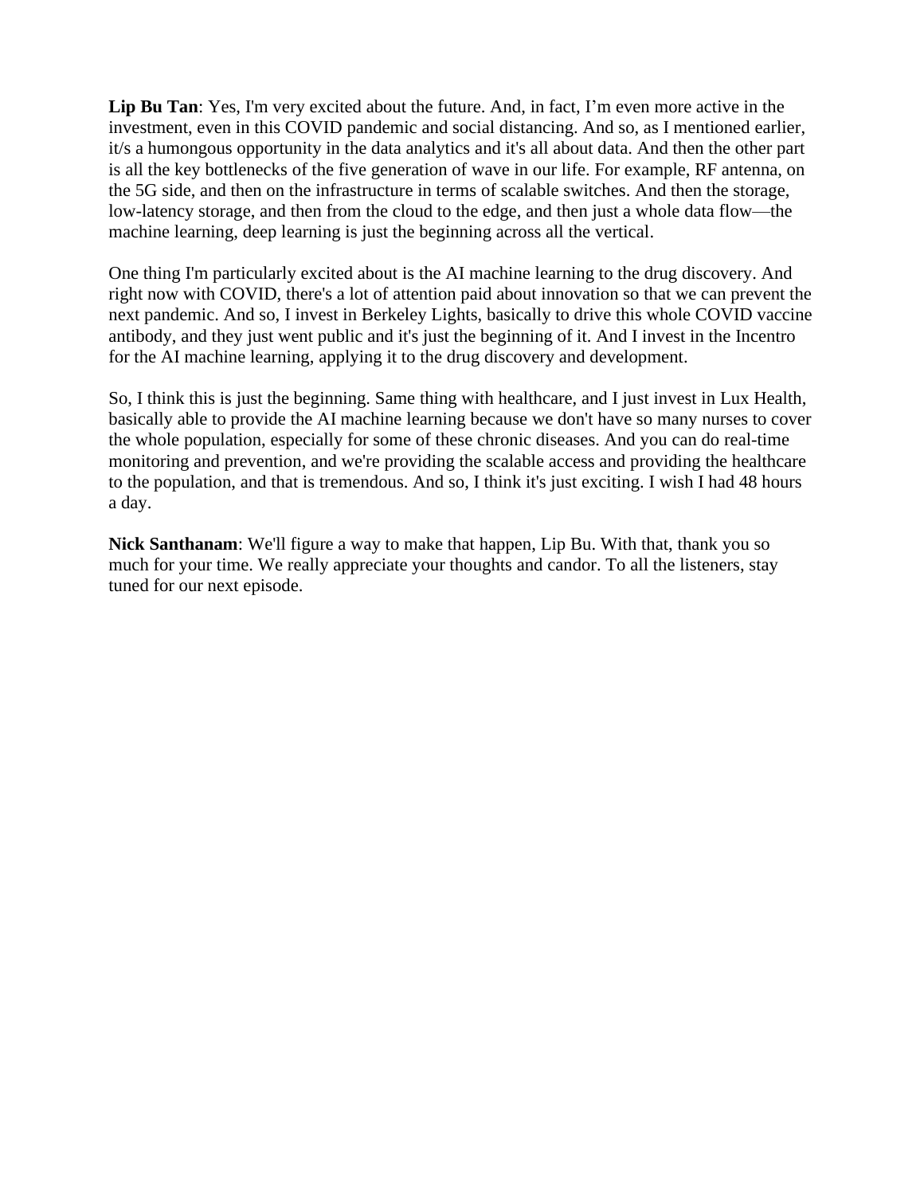**Lip Bu Tan**: Yes, I'm very excited about the future. And, in fact, I'm even more active in the investment, even in this COVID pandemic and social distancing. And so, as I mentioned earlier, it/s a humongous opportunity in the data analytics and it's all about data. And then the other part is all the key bottlenecks of the five generation of wave in our life. For example, RF antenna, on the 5G side, and then on the infrastructure in terms of scalable switches. And then the storage, low-latency storage, and then from the cloud to the edge, and then just a whole data flow—the machine learning, deep learning is just the beginning across all the vertical.

One thing I'm particularly excited about is the AI machine learning to the drug discovery. And right now with COVID, there's a lot of attention paid about innovation so that we can prevent the next pandemic. And so, I invest in Berkeley Lights, basically to drive this whole COVID vaccine antibody, and they just went public and it's just the beginning of it. And I invest in the Incentro for the AI machine learning, applying it to the drug discovery and development.

So, I think this is just the beginning. Same thing with healthcare, and I just invest in Lux Health, basically able to provide the AI machine learning because we don't have so many nurses to cover the whole population, especially for some of these chronic diseases. And you can do real-time monitoring and prevention, and we're providing the scalable access and providing the healthcare to the population, and that is tremendous. And so, I think it's just exciting. I wish I had 48 hours a day.

**Nick Santhanam**: We'll figure a way to make that happen, Lip Bu. With that, thank you so much for your time. We really appreciate your thoughts and candor. To all the listeners, stay tuned for our next episode.